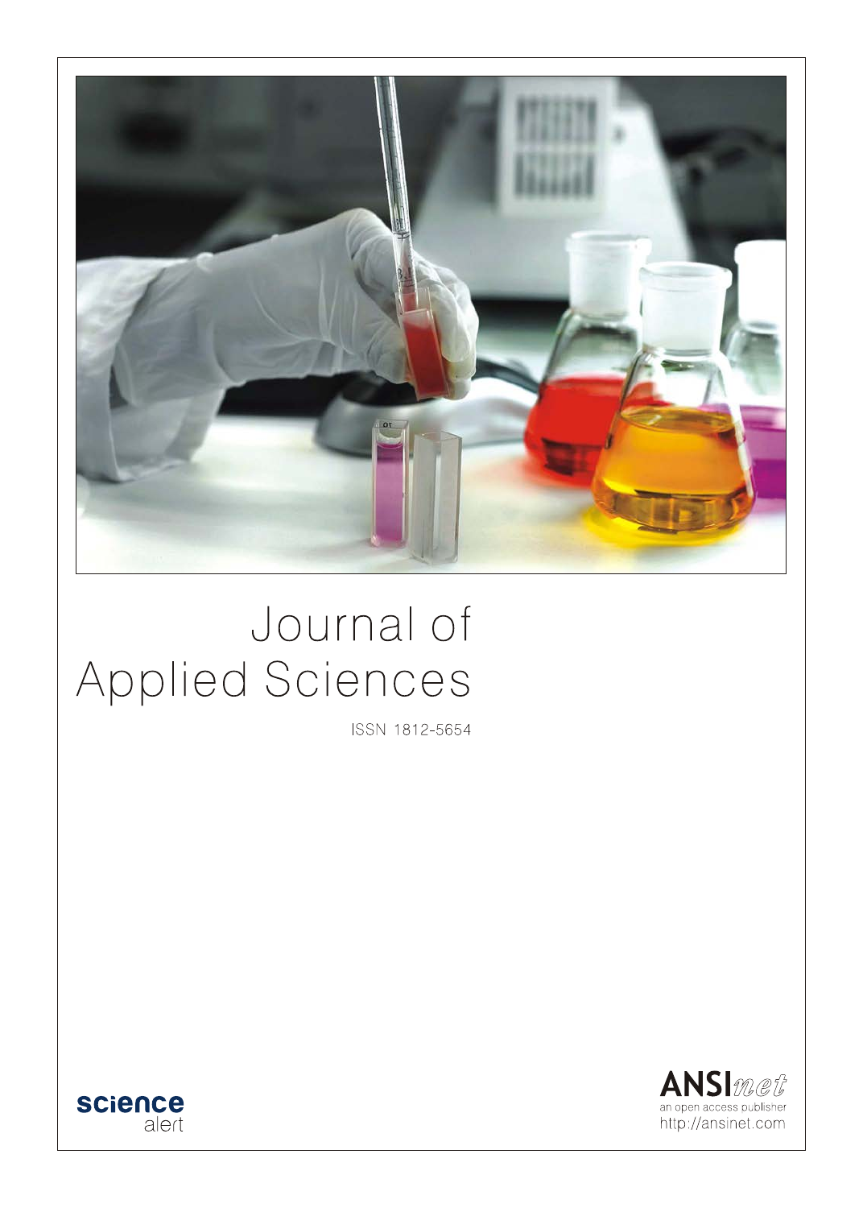# Journal of Applied Sciences

ISSN 1812-5654

science alert

ANSInet
an open access publisher
http://ansinet.com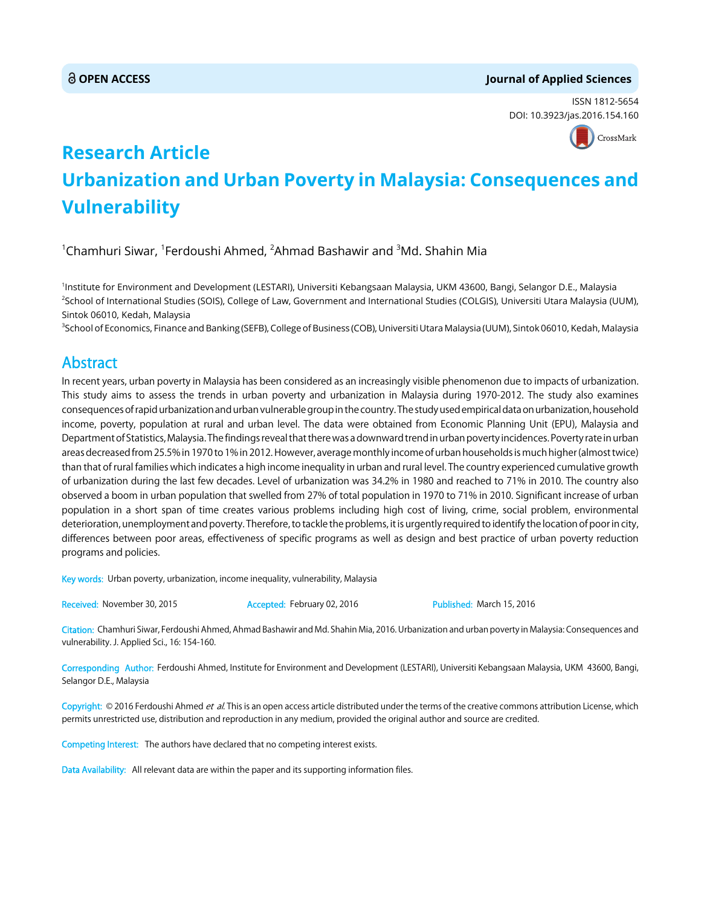🔓 **OPEN ACCESS** **Journal of Applied Sciences**

ISSN 1812-5654
DOI: 10.3923/jas.2016.154.160

## Research Article

# Urbanization and Urban Poverty in Malaysia: Consequences and Vulnerability

[1]Chamhuri Siwar, [1]Ferdoushi Ahmed, [2]Ahmad Bashawir and [3]Md. Shahin Mia

[1]Institute for Environment and Development (LESTARI), Universiti Kebangsaan Malaysia, UKM 43600, Bangi, Selangor D.E., Malaysia
[2]School of International Studies (SOIS), College of Law, Government and International Studies (COLGIS), Universiti Utara Malaysia (UUM), Sintok 06010, Kedah, Malaysia
[3]School of Economics, Finance and Banking (SEFB), College of Business (COB), Universiti Utara Malaysia (UUM), Sintok 06010, Kedah, Malaysia

## Abstract

In recent years, urban poverty in Malaysia has been considered as an increasingly visible phenomenon due to impacts of urbanization. This study aims to assess the trends in urban poverty and urbanization in Malaysia during 1970-2012. The study also examines consequences of rapid urbanization and urban vulnerable group in the country. The study used empirical data on urbanization, household income, poverty, population at rural and urban level. The data were obtained from Economic Planning Unit (EPU), Malaysia and Department of Statistics, Malaysia. The findings reveal that there was a downward trend in urban poverty incidences. Poverty rate in urban areas decreased from 25.5% in 1970 to 1% in 2012. However, average monthly income of urban households is much higher (almost twice) than that of rural families which indicates a high income inequality in urban and rural level. The country experienced cumulative growth of urbanization during the last few decades. Level of urbanization was 34.2% in 1980 and reached to 71% in 2010. The country also observed a boom in urban population that swelled from 27% of total population in 1970 to 71% in 2010. Significant increase of urban population in a short span of time creates various problems including high cost of living, crime, social problem, environmental deterioration, unemployment and poverty. Therefore, to tackle the problems, it is urgently required to identify the location of poor in city, differences between poor areas, effectiveness of specific programs as well as design and best practice of urban poverty reduction programs and policies.

**Key words:** Urban poverty, urbanization, income inequality, vulnerability, Malaysia

**Received:** November 30, 2015 **Accepted:** February 02, 2016 **Published:** March 15, 2016

**Citation:** Chamhuri Siwar, Ferdoushi Ahmed, Ahmad Bashawir and Md. Shahin Mia, 2016. Urbanization and urban poverty in Malaysia: Consequences and vulnerability. J. Applied Sci., 16: 154-160.

**Corresponding Author:** Ferdoushi Ahmed, Institute for Environment and Development (LESTARI), Universiti Kebangsaan Malaysia, UKM 43600, Bangi, Selangor D.E., Malaysia

**Copyright:** © 2016 Ferdoushi Ahmed *et al*. This is an open access article distributed under the terms of the creative commons attribution License, which permits unrestricted use, distribution and reproduction in any medium, provided the original author and source are credited.

**Competing Interest:** The authors have declared that no competing interest exists.

**Data Availability:** All relevant data are within the paper and its supporting information files.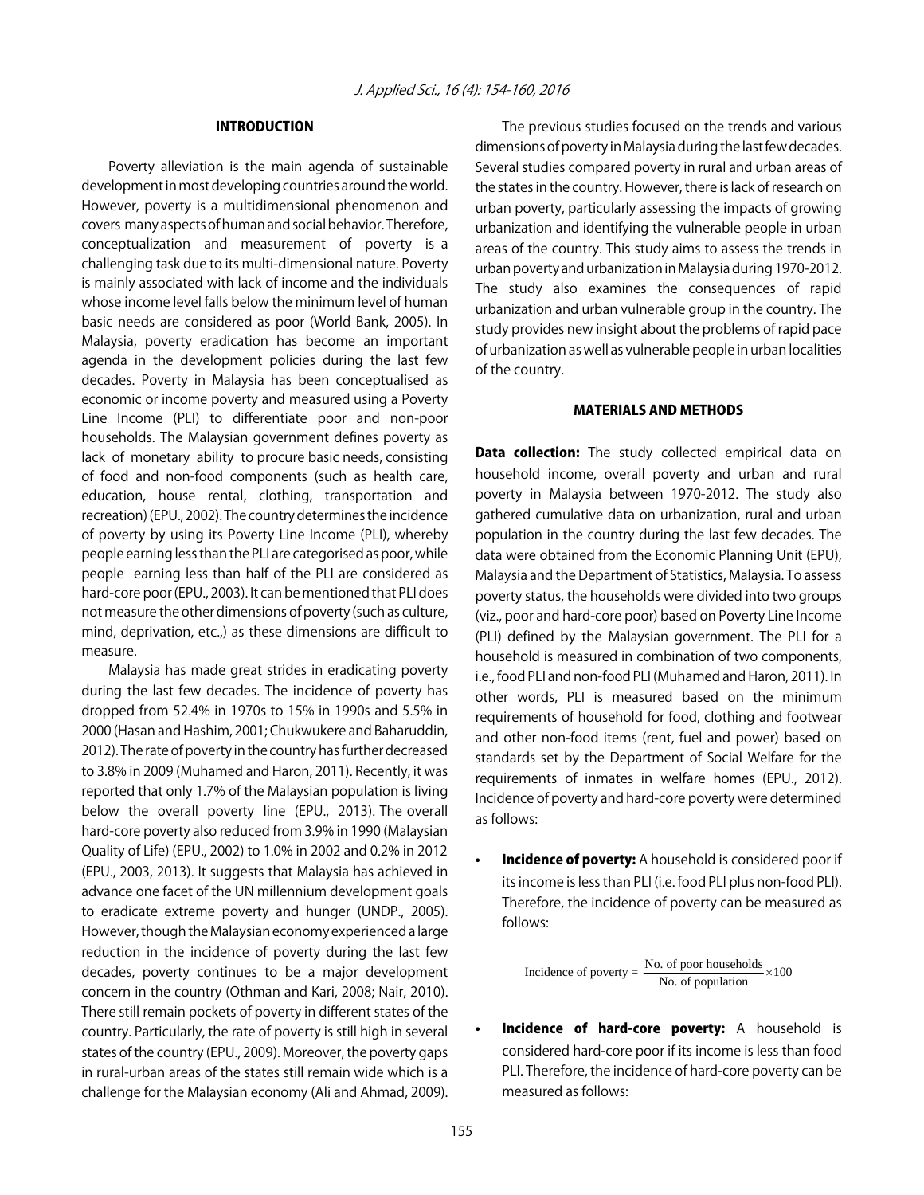## INTRODUCTION

Poverty alleviation is the main agenda of sustainable development in most developing countries around the world. However, poverty is a multidimensional phenomenon and covers many aspects of human and social behavior. Therefore, conceptualization and measurement of poverty is a challenging task due to its multi-dimensional nature. Poverty is mainly associated with lack of income and the individuals whose income level falls below the minimum level of human basic needs are considered as poor (World Bank, 2005). In Malaysia, poverty eradication has become an important agenda in the development policies during the last few decades. Poverty in Malaysia has been conceptualised as economic or income poverty and measured using a Poverty Line Income (PLI) to differentiate poor and non-poor households. The Malaysian government defines poverty as lack of monetary ability to procure basic needs, consisting of food and non-food components (such as health care, education, house rental, clothing, transportation and recreation) (EPU., 2002). The country determines the incidence of poverty by using its Poverty Line Income (PLI), whereby people earning less than the PLI are categorised as poor, while people earning less than half of the PLI are considered as hard-core poor (EPU., 2003). It can be mentioned that PLI does not measure the other dimensions of poverty (such as culture, mind, deprivation, etc.,) as these dimensions are difficult to measure.

Malaysia has made great strides in eradicating poverty during the last few decades. The incidence of poverty has dropped from 52.4% in 1970s to 15% in 1990s and 5.5% in 2000 (Hasan and Hashim, 2001; Chukwukere and Baharuddin, 2012). The rate of poverty in the country has further decreased to 3.8% in 2009 (Muhamed and Haron, 2011). Recently, it was reported that only 1.7% of the Malaysian population is living below the overall poverty line (EPU., 2013). The overall hard-core poverty also reduced from 3.9% in 1990 (Malaysian Quality of Life) (EPU., 2002) to 1.0% in 2002 and 0.2% in 2012 (EPU., 2003, 2013). It suggests that Malaysia has achieved in advance one facet of the UN millennium development goals to eradicate extreme poverty and hunger (UNDP., 2005). However, though the Malaysian economy experienced a large reduction in the incidence of poverty during the last few decades, poverty continues to be a major development concern in the country (Othman and Kari, 2008; Nair, 2010). There still remain pockets of poverty in different states of the country. Particularly, the rate of poverty is still high in several states of the country (EPU., 2009). Moreover, the poverty gaps in rural-urban areas of the states still remain wide which is a challenge for the Malaysian economy (Ali and Ahmad, 2009).

The previous studies focused on the trends and various dimensions of poverty in Malaysia during the last few decades. Several studies compared poverty in rural and urban areas of the states in the country. However, there is lack of research on urban poverty, particularly assessing the impacts of growing urbanization and identifying the vulnerable people in urban areas of the country. This study aims to assess the trends in urban poverty and urbanization in Malaysia during 1970-2012. The study also examines the consequences of rapid urbanization and urban vulnerable group in the country. The study provides new insight about the problems of rapid pace of urbanization as well as vulnerable people in urban localities of the country.

## MATERIALS AND METHODS

**Data collection:** The study collected empirical data on household income, overall poverty and urban and rural poverty in Malaysia between 1970-2012. The study also gathered cumulative data on urbanization, rural and urban population in the country during the last few decades. The data were obtained from the Economic Planning Unit (EPU), Malaysia and the Department of Statistics, Malaysia. To assess poverty status, the households were divided into two groups (viz., poor and hard-core poor) based on Poverty Line Income (PLI) defined by the Malaysian government. The PLI for a household is measured in combination of two components, i.e., food PLI and non-food PLI (Muhamed and Haron, 2011). In other words, PLI is measured based on the minimum requirements of household for food, clothing and footwear and other non-food items (rent, fuel and power) based on standards set by the Department of Social Welfare for the requirements of inmates in welfare homes (EPU., 2012). Incidence of poverty and hard-core poverty were determined as follows:

- **Incidence of poverty:** A household is considered poor if its income is less than PLI (i.e. food PLI plus non-food PLI). Therefore, the incidence of poverty can be measured as follows:

$$\text{Incidence of poverty} = \frac{\text{No. of poor households}}{\text{No. of population}} \times 100$$

- **Incidence of hard-core poverty:** A household is considered hard-core poor if its income is less than food PLI. Therefore, the incidence of hard-core poverty can be measured as follows: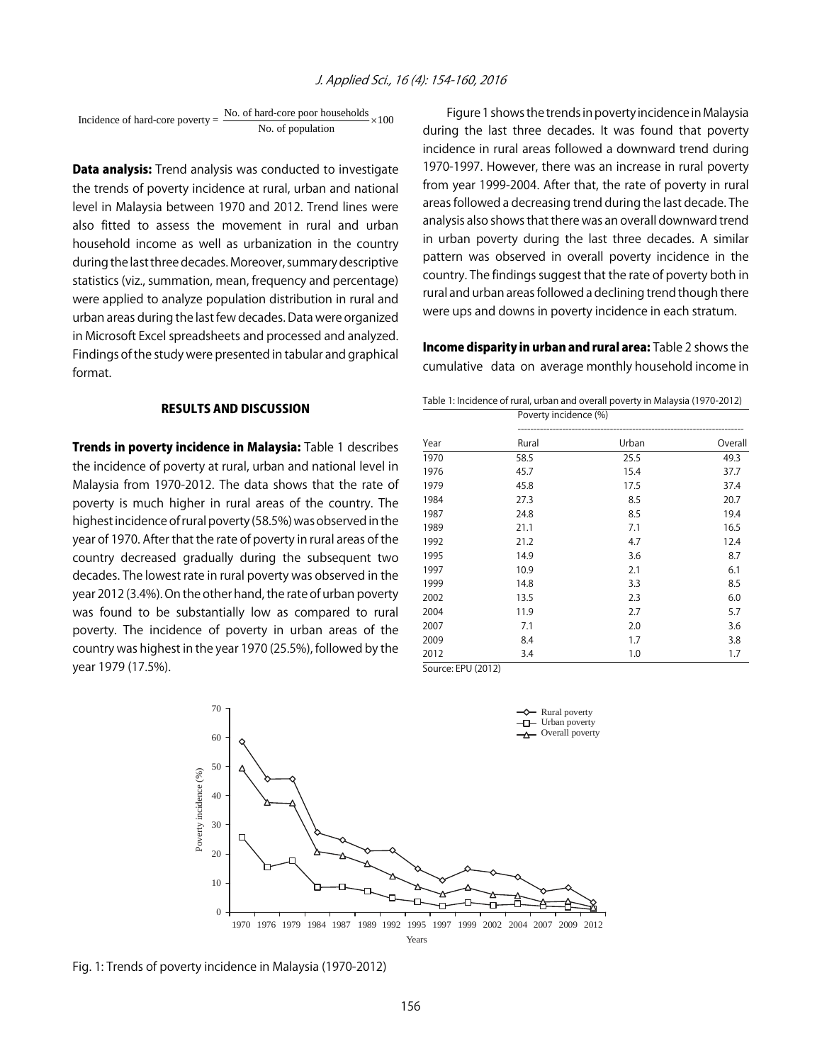$$\text{Incidence of hard-core poverty} = \frac{\text{No. of hard-core poor households}}{\text{No. of population}} \times 100$$

**Data analysis:** Trend analysis was conducted to investigate the trends of poverty incidence at rural, urban and national level in Malaysia between 1970 and 2012. Trend lines were also fitted to assess the movement in rural and urban household income as well as urbanization in the country during the last three decades. Moreover, summary descriptive statistics (viz., summation, mean, frequency and percentage) were applied to analyze population distribution in rural and urban areas during the last few decades. Data were organized in Microsoft Excel spreadsheets and processed and analyzed. Findings of the study were presented in tabular and graphical format.

## RESULTS AND DISCUSSION

**Trends in poverty incidence in Malaysia:** Table 1 describes the incidence of poverty at rural, urban and national level in Malaysia from 1970-2012. The data shows that the rate of poverty is much higher in rural areas of the country. The highest incidence of rural poverty (58.5%) was observed in the year of 1970. After that the rate of poverty in rural areas of the country decreased gradually during the subsequent two decades. The lowest rate in rural poverty was observed in the year 2012 (3.4%). On the other hand, the rate of urban poverty was found to be substantially low as compared to rural poverty. The incidence of poverty in urban areas of the country was highest in the year 1970 (25.5%), followed by the year 1979 (17.5%).

Figure 1 shows the trends in poverty incidence in Malaysia during the last three decades. It was found that poverty incidence in rural areas followed a downward trend during 1970-1997. However, there was an increase in rural poverty from year 1999-2004. After that, the rate of poverty in rural areas followed a decreasing trend during the last decade. The analysis also shows that there was an overall downward trend in urban poverty during the last three decades. A similar pattern was observed in overall poverty incidence in the country. The findings suggest that the rate of poverty both in rural and urban areas followed a declining trend though there were ups and downs in poverty incidence in each stratum.

**Income disparity in urban and rural area:** Table 2 shows the cumulative data on average monthly household income in

Table 1: Incidence of rural, urban and overall poverty in Malaysia (1970-2012)

| | Poverty incidence (%) | | |
|---|---|---|---|
| Year | Rural | Urban | Overall |
| 1970 | 58.5 | 25.5 | 49.3 |
| 1976 | 45.7 | 15.4 | 37.7 |
| 1979 | 45.8 | 17.5 | 37.4 |
| 1984 | 27.3 | 8.5 | 20.7 |
| 1987 | 24.8 | 8.5 | 19.4 |
| 1989 | 21.1 | 7.1 | 16.5 |
| 1992 | 21.2 | 4.7 | 12.4 |
| 1995 | 14.9 | 3.6 | 8.7 |
| 1997 | 10.9 | 2.1 | 6.1 |
| 1999 | 14.8 | 3.3 | 8.5 |
| 2002 | 13.5 | 2.3 | 6.0 |
| 2004 | 11.9 | 2.7 | 5.7 |
| 2007 | 7.1 | 2.0 | 3.6 |
| 2009 | 8.4 | 1.7 | 3.8 |
| 2012 | 3.4 | 1.0 | 1.7 |

Source: EPU (2012)

Rural poverty
Urban poverty
Overall poverty

Poverty incidence (%)

0 10 20 30 40 50 60 70

1970 1976 1979 1984 1987 1989 1992 1995 1997 1999 2002 2004 2007 2009 2012

Years

Fig. 1: Trends of poverty incidence in Malaysia (1970-2012)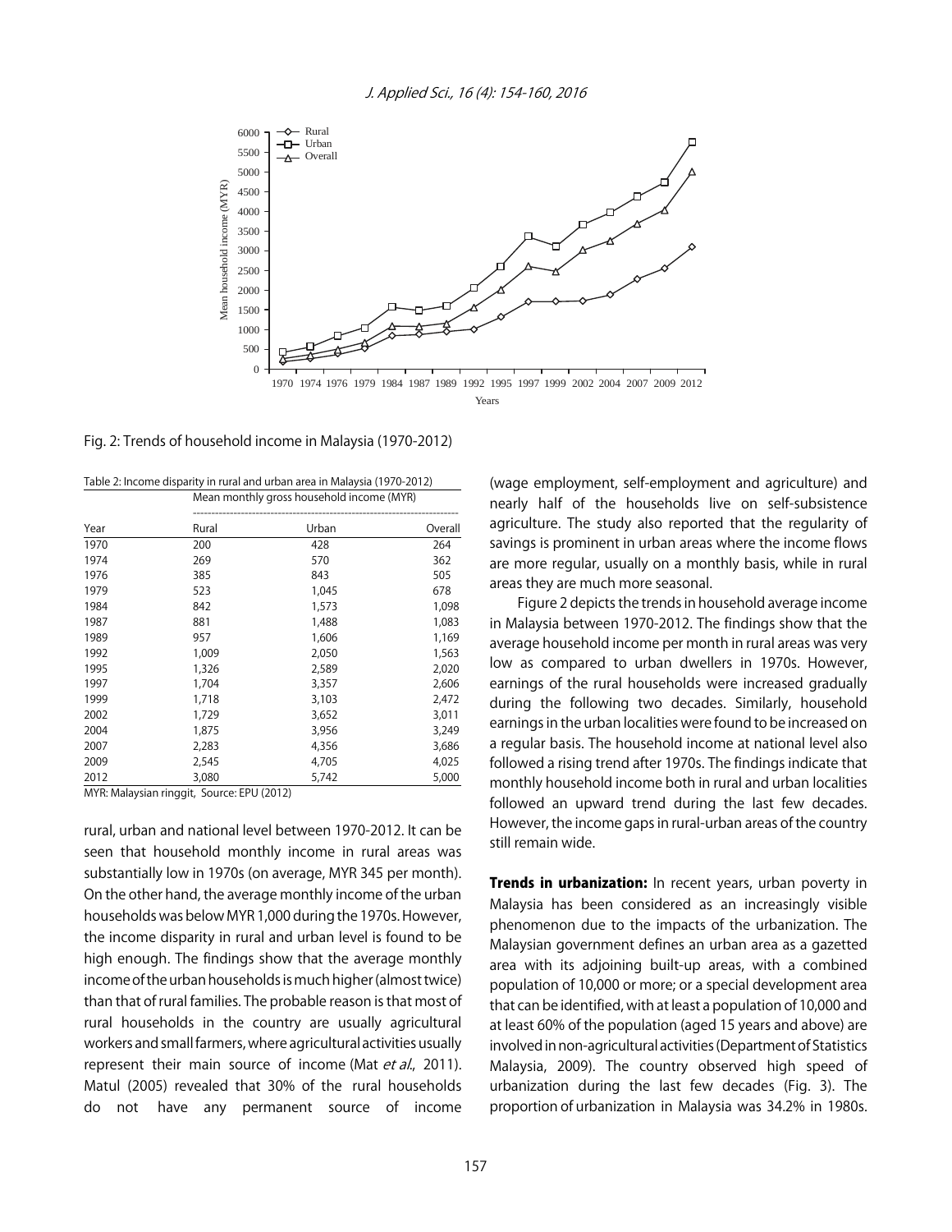6000
5500
5000
4500
4000
3500
3000
2500
2000
1500
1000
500
0

Mean household income (MYR)

Rural
Urban
Overall

1970 1974 1976 1979 1984 1987 1989 1992 1995 1997 1999 2002 2004 2007 2009 2012

Years

Fig. 2: Trends of household income in Malaysia (1970-2012)

Table 2: Income disparity in rural and urban area in Malaysia (1970-2012)

| | Mean monthly gross household income (MYR) | | |
|---|---|---|---|
| Year | Rural | Urban | Overall |
| 1970 | 200 | 428 | 264 |
| 1974 | 269 | 570 | 362 |
| 1976 | 385 | 843 | 505 |
| 1979 | 523 | 1,045 | 678 |
| 1984 | 842 | 1,573 | 1,098 |
| 1987 | 881 | 1,488 | 1,083 |
| 1989 | 957 | 1,606 | 1,169 |
| 1992 | 1,009 | 2,050 | 1,563 |
| 1995 | 1,326 | 2,589 | 2,020 |
| 1997 | 1,704 | 3,357 | 2,606 |
| 1999 | 1,718 | 3,103 | 2,472 |
| 2002 | 1,729 | 3,652 | 3,011 |
| 2004 | 1,875 | 3,956 | 3,249 |
| 2007 | 2,283 | 4,356 | 3,686 |
| 2009 | 2,545 | 4,705 | 4,025 |
| 2012 | 3,080 | 5,742 | 5,000 |

MYR: Malaysian ringgit, Source: EPU (2012)

rural, urban and national level between 1970-2012. It can be seen that household monthly income in rural areas was substantially low in 1970s (on average, MYR 345 per month). On the other hand, the average monthly income of the urban households was below MYR 1,000 during the 1970s. However, the income disparity in rural and urban level is found to be high enough. The findings show that the average monthly income of the urban households is much higher (almost twice) than that of rural families. The probable reason is that most of rural households in the country are usually agricultural workers and small farmers, where agricultural activities usually represent their main source of income (Mat *et al*., 2011). Matul (2005) revealed that 30% of the rural households do not have any permanent source of income (wage employment, self-employment and agriculture) and nearly half of the households live on self-subsistence agriculture. The study also reported that the regularity of savings is prominent in urban areas where the income flows are more regular, usually on a monthly basis, while in rural areas they are much more seasonal.

Figure 2 depicts the trends in household average income in Malaysia between 1970-2012. The findings show that the average household income per month in rural areas was very low as compared to urban dwellers in 1970s. However, earnings of the rural households were increased gradually during the following two decades. Similarly, household earnings in the urban localities were found to be increased on a regular basis. The household income at national level also followed a rising trend after 1970s. The findings indicate that monthly household income both in rural and urban localities followed an upward trend during the last few decades. However, the income gaps in rural-urban areas of the country still remain wide.

**Trends in urbanization:** In recent years, urban poverty in Malaysia has been considered as an increasingly visible phenomenon due to the impacts of the urbanization. The Malaysian government defines an urban area as a gazetted area with its adjoining built-up areas, with a combined population of 10,000 or more; or a special development area that can be identified, with at least a population of 10,000 and at least 60% of the population (aged 15 years and above) are involved in non-agricultural activities (Department of Statistics Malaysia, 2009). The country observed high speed of urbanization during the last few decades (Fig. 3). The proportion of urbanization in Malaysia was 34.2% in 1980s.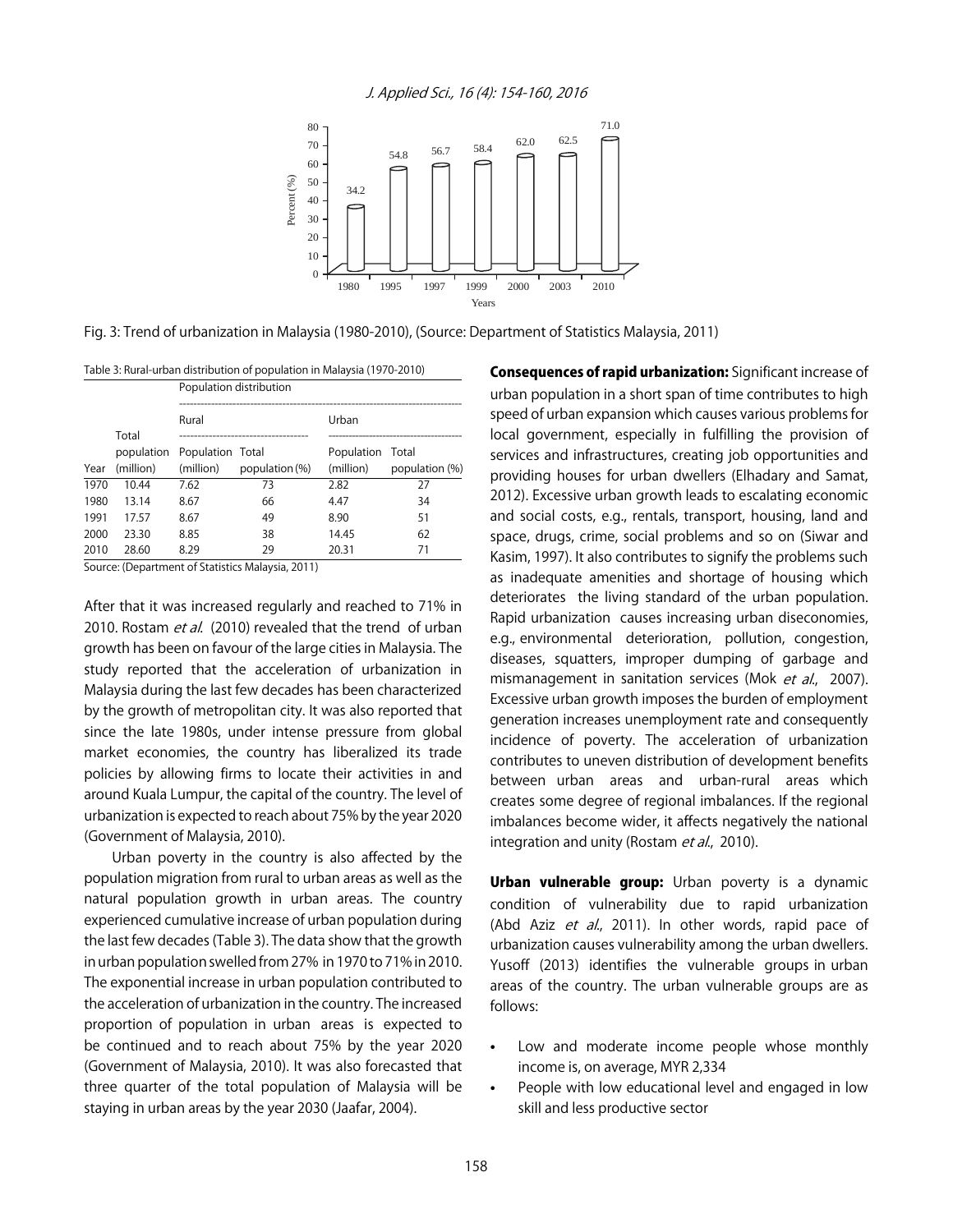80
70
60
50
40
30
20
10
0
Percent (%)
34.2
54.8
56.7
58.4
62.0
62.5
71.0
1980
1995
1997
1999
2000
2003
2010
Years

Fig. 3: Trend of urbanization in Malaysia (1980-2010), (Source: Department of Statistics Malaysia, 2011)

Table 3: Rural-urban distribution of population in Malaysia (1970-2010)

| | | Population distribution | | | |
|---|---|---|---|---|---|
| | | Rural | | Urban | |
| Year | Total population (million) | Population (million) | Total population (%) | Population (million) | Total population (%) |
| 1970 | 10.44 | 7.62 | 73 | 2.82 | 27 |
| 1980 | 13.14 | 8.67 | 66 | 4.47 | 34 |
| 1991 | 17.57 | 8.67 | 49 | 8.90 | 51 |
| 2000 | 23.30 | 8.85 | 38 | 14.45 | 62 |
| 2010 | 28.60 | 8.29 | 29 | 20.31 | 71 |

Source: (Department of Statistics Malaysia, 2011)

After that it was increased regularly and reached to 71% in 2010. Rostam *et al.* (2010) revealed that the trend of urban growth has been on favour of the large cities in Malaysia. The study reported that the acceleration of urbanization in Malaysia during the last few decades has been characterized by the growth of metropolitan city. It was also reported that since the late 1980s, under intense pressure from global market economies, the country has liberalized its trade policies by allowing firms to locate their activities in and around Kuala Lumpur, the capital of the country. The level of urbanization is expected to reach about 75% by the year 2020 (Government of Malaysia, 2010).

Urban poverty in the country is also affected by the population migration from rural to urban areas as well as the natural population growth in urban areas. The country experienced cumulative increase of urban population during the last few decades (Table 3). The data show that the growth in urban population swelled from 27% in 1970 to 71% in 2010. The exponential increase in urban population contributed to the acceleration of urbanization in the country. The increased proportion of population in urban areas is expected to be continued and to reach about 75% by the year 2020 (Government of Malaysia, 2010). It was also forecasted that three quarter of the total population of Malaysia will be staying in urban areas by the year 2030 (Jaafar, 2004).

**Consequences of rapid urbanization:** Significant increase of urban population in a short span of time contributes to high speed of urban expansion which causes various problems for local government, especially in fulfilling the provision of services and infrastructures, creating job opportunities and providing houses for urban dwellers (Elhadary and Samat, 2012). Excessive urban growth leads to escalating economic and social costs, e.g., rentals, transport, housing, land and space, drugs, crime, social problems and so on (Siwar and Kasim, 1997). It also contributes to signify the problems such as inadequate amenities and shortage of housing which deteriorates the living standard of the urban population. Rapid urbanization causes increasing urban diseconomies, e.g., environmental deterioration, pollution, congestion, diseases, squatters, improper dumping of garbage and mismanagement in sanitation services (Mok *et al.*, 2007). Excessive urban growth imposes the burden of employment generation increases unemployment rate and consequently incidence of poverty. The acceleration of urbanization contributes to uneven distribution of development benefits between urban areas and urban-rural areas which creates some degree of regional imbalances. If the regional imbalances become wider, it affects negatively the national integration and unity (Rostam *et al.*, 2010).

**Urban vulnerable group:** Urban poverty is a dynamic condition of vulnerability due to rapid urbanization (Abd Aziz *et al.*, 2011). In other words, rapid pace of urbanization causes vulnerability among the urban dwellers. Yusoff (2013) identifies the vulnerable groups in urban areas of the country. The urban vulnerable groups are as follows:

- Low and moderate income people whose monthly income is, on average, MYR 2,334
- People with low educational level and engaged in low skill and less productive sector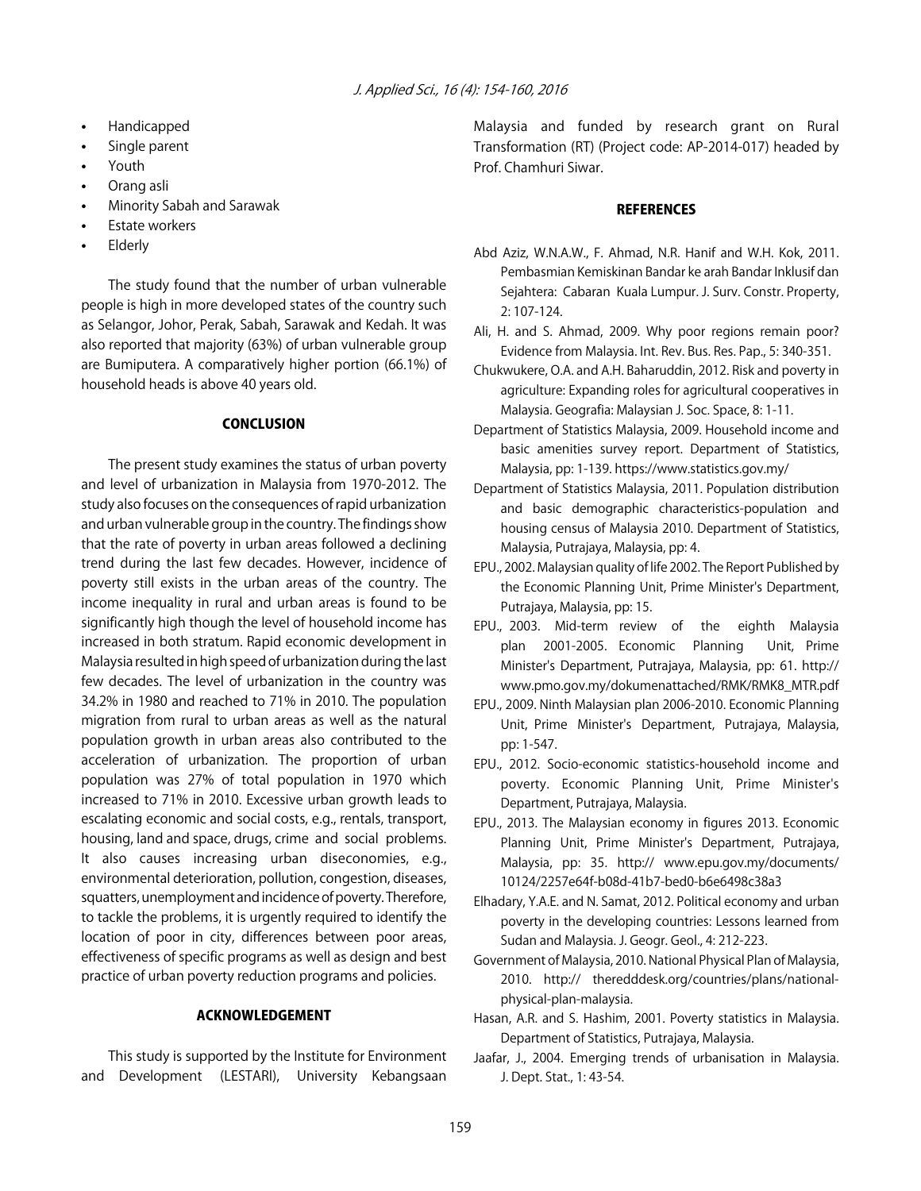- Handicapped
- Single parent
- Youth
- Orang asli
- Minority Sabah and Sarawak
- Estate workers
- Elderly

The study found that the number of urban vulnerable people is high in more developed states of the country such as Selangor, Johor, Perak, Sabah, Sarawak and Kedah. It was also reported that majority (63%) of urban vulnerable group are Bumiputera. A comparatively higher portion (66.1%) of household heads is above 40 years old.

## CONCLUSION

The present study examines the status of urban poverty and level of urbanization in Malaysia from 1970-2012. The study also focuses on the consequences of rapid urbanization and urban vulnerable group in the country. The findings show that the rate of poverty in urban areas followed a declining trend during the last few decades. However, incidence of poverty still exists in the urban areas of the country. The income inequality in rural and urban areas is found to be significantly high though the level of household income has increased in both stratum. Rapid economic development in Malaysia resulted in high speed of urbanization during the last few decades. The level of urbanization in the country was 34.2% in 1980 and reached to 71% in 2010. The population migration from rural to urban areas as well as the natural population growth in urban areas also contributed to the acceleration of urbanization. The proportion of urban population was 27% of total population in 1970 which increased to 71% in 2010. Excessive urban growth leads to escalating economic and social costs, e.g., rentals, transport, housing, land and space, drugs, crime and social problems. It also causes increasing urban diseconomies, e.g., environmental deterioration, pollution, congestion, diseases, squatters, unemployment and incidence of poverty. Therefore, to tackle the problems, it is urgently required to identify the location of poor in city, differences between poor areas, effectiveness of specific programs as well as design and best practice of urban poverty reduction programs and policies.

## ACKNOWLEDGEMENT

This study is supported by the Institute for Environment and Development (LESTARI), University Kebangsaan Malaysia and funded by research grant on Rural Transformation (RT) (Project code: AP-2014-017) headed by Prof. Chamhuri Siwar.

## REFERENCES

Abd Aziz, W.N.A.W., F. Ahmad, N.R. Hanif and W.H. Kok, 2011. Pembasmian Kemiskinan Bandar ke arah Bandar Inklusif dan Sejahtera: Cabaran Kuala Lumpur. J. Surv. Constr. Property, 2: 107-124.

Ali, H. and S. Ahmad, 2009. Why poor regions remain poor? Evidence from Malaysia. Int. Rev. Bus. Res. Pap., 5: 340-351.

Chukwukere, O.A. and A.H. Baharuddin, 2012. Risk and poverty in agriculture: Expanding roles for agricultural cooperatives in Malaysia. Geografia: Malaysian J. Soc. Space, 8: 1-11.

Department of Statistics Malaysia, 2009. Household income and basic amenities survey report. Department of Statistics, Malaysia, pp: 1-139. https://www.statistics.gov.my/

Department of Statistics Malaysia, 2011. Population distribution and basic demographic characteristics-population and housing census of Malaysia 2010. Department of Statistics, Malaysia, Putrajaya, Malaysia, pp: 4.

EPU., 2002. Malaysian quality of life 2002. The Report Published by the Economic Planning Unit, Prime Minister's Department, Putrajaya, Malaysia, pp: 15.

EPU., 2003. Mid-term review of the eighth Malaysia plan 2001-2005. Economic Planning Unit, Prime Minister's Department, Putrajaya, Malaysia, pp: 61. http://www.pmo.gov.my/dokumenattached/RMK/RMK8_MTR.pdf

EPU., 2009. Ninth Malaysian plan 2006-2010. Economic Planning Unit, Prime Minister's Department, Putrajaya, Malaysia, pp: 1-547.

EPU., 2012. Socio-economic statistics-household income and poverty. Economic Planning Unit, Prime Minister's Department, Putrajaya, Malaysia.

EPU., 2013. The Malaysian economy in figures 2013. Economic Planning Unit, Prime Minister's Department, Putrajaya, Malaysia, pp: 35. http:// www.epu.gov.my/documents/10124/2257e64f-b08d-41b7-bed0-b6e6498c38a3

Elhadary, Y.A.E. and N. Samat, 2012. Political economy and urban poverty in the developing countries: Lessons learned from Sudan and Malaysia. J. Geogr. Geol., 4: 212-223.

Government of Malaysia, 2010. National Physical Plan of Malaysia, 2010. http:// theredddesk.org/countries/plans/national-physical-plan-malaysia.

Hasan, A.R. and S. Hashim, 2001. Poverty statistics in Malaysia. Department of Statistics, Putrajaya, Malaysia.

Jaafar, J., 2004. Emerging trends of urbanisation in Malaysia. J. Dept. Stat., 1: 43-54.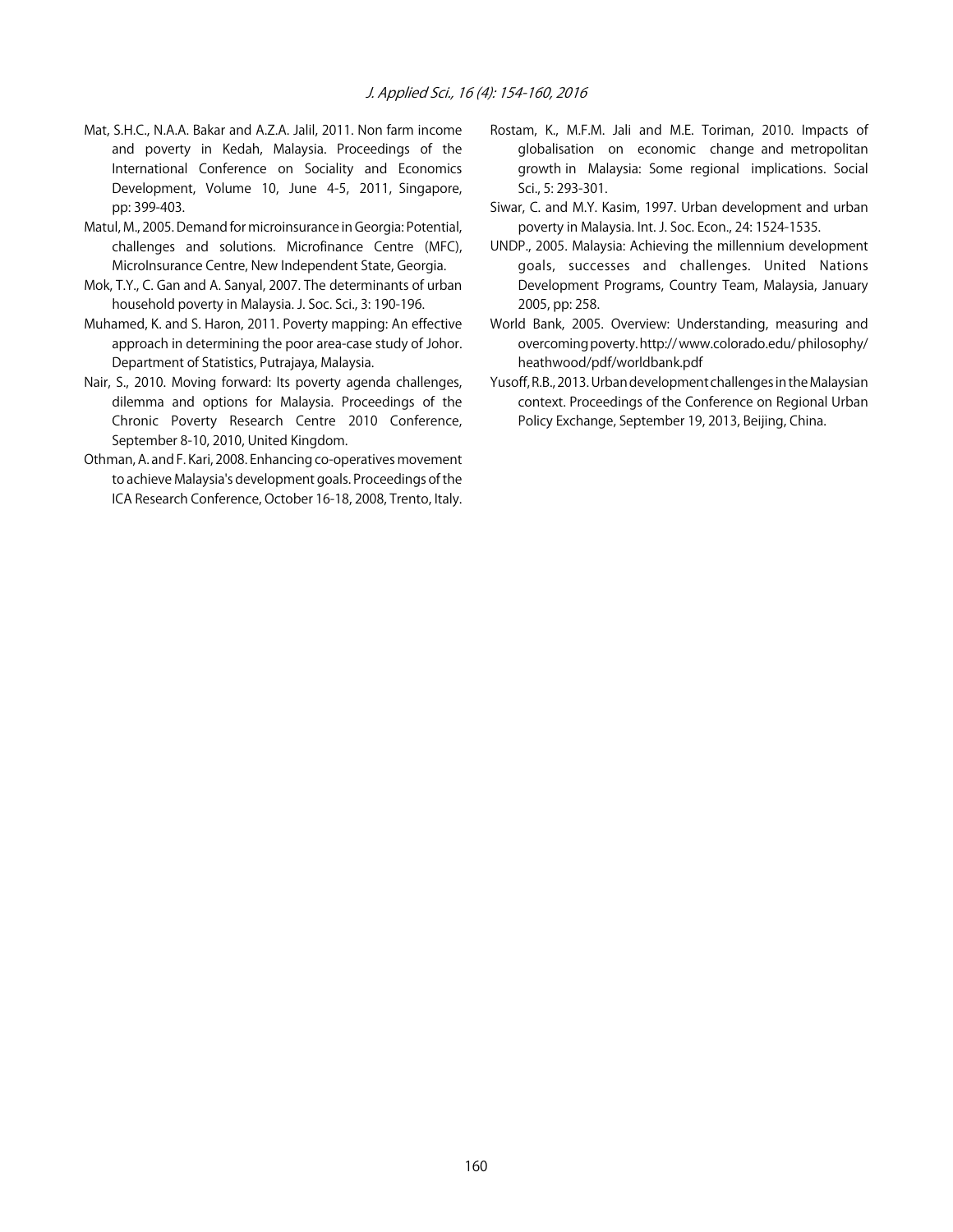Mat, S.H.C., N.A.A. Bakar and A.Z.A. Jalil, 2011. Non farm income and poverty in Kedah, Malaysia. Proceedings of the International Conference on Sociality and Economics Development, Volume 10, June 4-5, 2011, Singapore, pp: 399-403.

Matul, M., 2005. Demand for microinsurance in Georgia: Potential, challenges and solutions. Microfinance Centre (MFC), MicroInsurance Centre, New Independent State, Georgia.

Mok, T.Y., C. Gan and A. Sanyal, 2007. The determinants of urban household poverty in Malaysia. J. Soc. Sci., 3: 190-196.

Muhamed, K. and S. Haron, 2011. Poverty mapping: An effective approach in determining the poor area-case study of Johor. Department of Statistics, Putrajaya, Malaysia.

Nair, S., 2010. Moving forward: Its poverty agenda challenges, dilemma and options for Malaysia. Proceedings of the Chronic Poverty Research Centre 2010 Conference, September 8-10, 2010, United Kingdom.

Othman, A. and F. Kari, 2008. Enhancing co-operatives movement to achieve Malaysia's development goals. Proceedings of the ICA Research Conference, October 16-18, 2008, Trento, Italy.

Rostam, K., M.F.M. Jali and M.E. Toriman, 2010. Impacts of globalisation on economic change and metropolitan growth in Malaysia: Some regional implications. Social Sci., 5: 293-301.

Siwar, C. and M.Y. Kasim, 1997. Urban development and urban poverty in Malaysia. Int. J. Soc. Econ., 24: 1524-1535.

UNDP., 2005. Malaysia: Achieving the millennium development goals, successes and challenges. United Nations Development Programs, Country Team, Malaysia, January 2005, pp: 258.

World Bank, 2005. Overview: Understanding, measuring and overcoming poverty. http:// www.colorado.edu/ philosophy/ heathwood/pdf/worldbank.pdf

Yusoff, R.B., 2013. Urban development challenges in the Malaysian context. Proceedings of the Conference on Regional Urban Policy Exchange, September 19, 2013, Beijing, China.